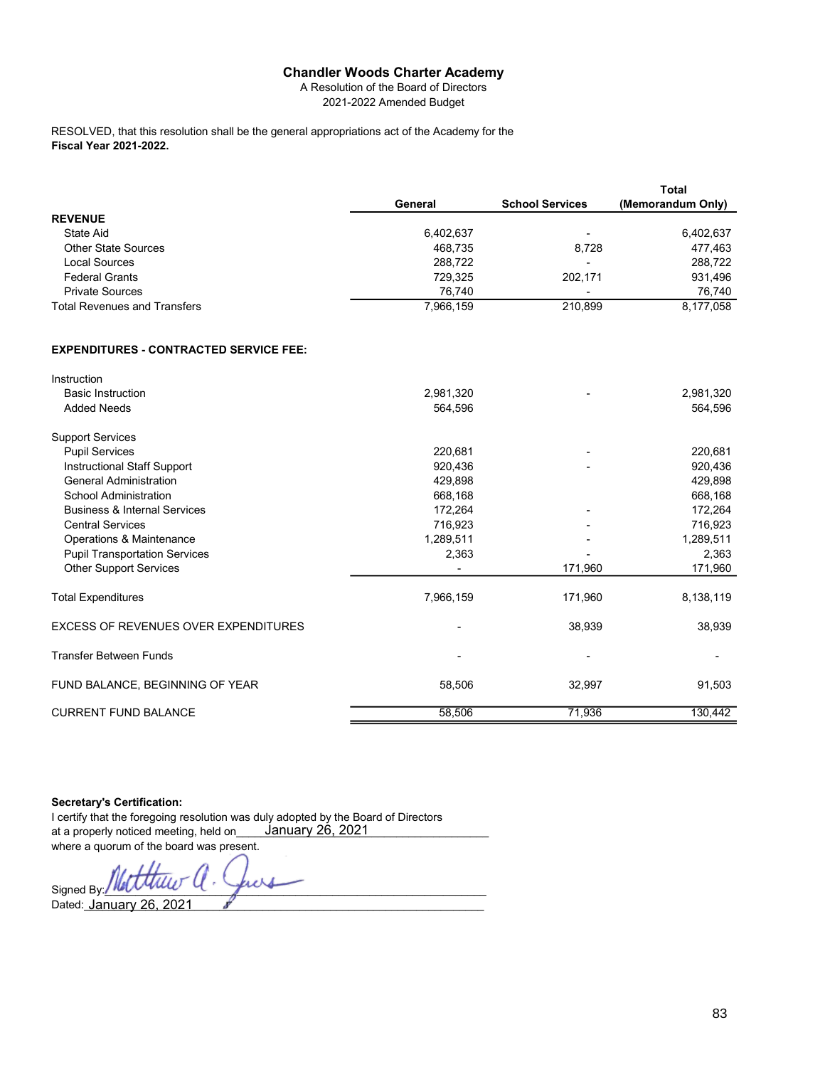**Chandler Woods Charter Academy**
A Resolution of the Board of Directors
2021-2022 Amended Budget

RESOLVED, that this resolution shall be the general appropriations act of the Academy for the **Fiscal Year 2021-2022.**

| | General | School Services | Total (Memorandum Only) |
|---|---|---|---|
| **REVENUE** | | | |
| State Aid | 6,402,637 | - | 6,402,637 |
| Other State Sources | 468,735 | 8,728 | 477,463 |
| Local Sources | 288,722 | - | 288,722 |
| Federal Grants | 729,325 | 202,171 | 931,496 |
| Private Sources | 76,740 | - | 76,740 |
| Total Revenues and Transfers | 7,966,159 | 210,899 | 8,177,058 |
| | | | |
| **EXPENDITURES - CONTRACTED SERVICE FEE:** | | | |
| Instruction | | | |
| Basic Instruction | 2,981,320 | - | 2,981,320 |
| Added Needs | 564,596 | | 564,596 |
| Support Services | | | |
| Pupil Services | 220,681 | - | 220,681 |
| Instructional Staff Support | 920,436 | - | 920,436 |
| General Administration | 429,898 | | 429,898 |
| School Administration | 668,168 | | 668,168 |
| Business & Internal Services | 172,264 | - | 172,264 |
| Central Services | 716,923 | - | 716,923 |
| Operations & Maintenance | 1,289,511 | - | 1,289,511 |
| Pupil Transportation Services | 2,363 | - | 2,363 |
| Other Support Services | - | 171,960 | 171,960 |
| Total Expenditures | 7,966,159 | 171,960 | 8,138,119 |
| EXCESS OF REVENUES OVER EXPENDITURES | - | 38,939 | 38,939 |
| Transfer Between Funds | - | - | - |
| FUND BALANCE, BEGINNING OF YEAR | 58,506 | 32,997 | 91,503 |
| CURRENT FUND BALANCE | 58,506 | 71,936 | 130,442 |

**Secretary's Certification:**
I certify that the foregoing resolution was duly adopted by the Board of Directors at a properly noticed meeting, held on January 26, 2021 where a quorum of the board was present.

Signed By: Matthew A. Jones

Dated: January 26, 2021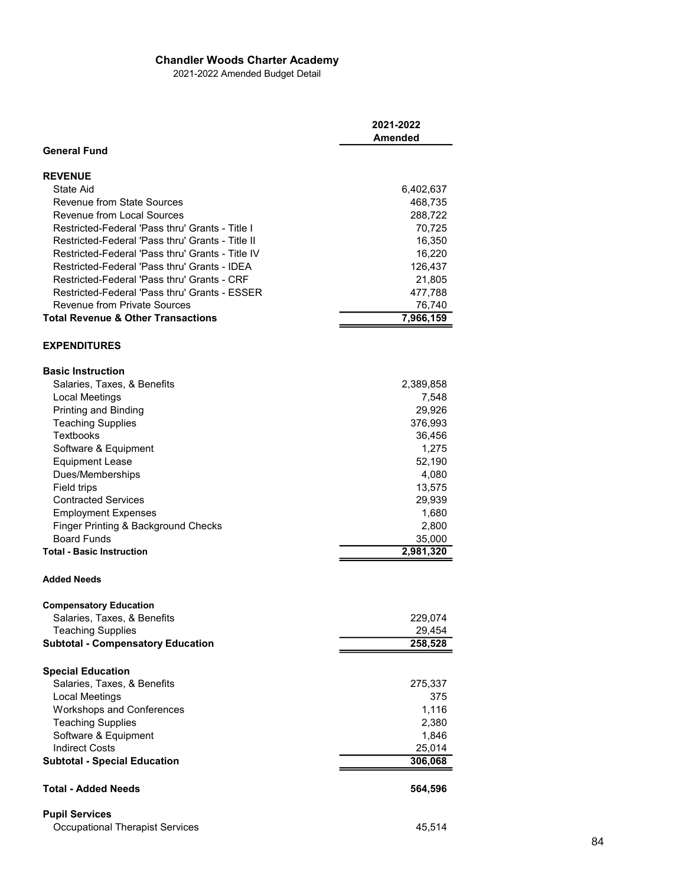## Chandler Woods Charter Academy

2021-2022 Amended Budget Detail

| | 2021-2022 Amended |
|---|---|
| **General Fund** | |
| | |
| **REVENUE** | |
| State Aid | 6,402,637 |
| Revenue from State Sources | 468,735 |
| Revenue from Local Sources | 288,722 |
| Restricted-Federal 'Pass thru' Grants - Title I | 70,725 |
| Restricted-Federal 'Pass thru' Grants - Title II | 16,350 |
| Restricted-Federal 'Pass thru' Grants - Title IV | 16,220 |
| Restricted-Federal 'Pass thru' Grants - IDEA | 126,437 |
| Restricted-Federal 'Pass thru' Grants - CRF | 21,805 |
| Restricted-Federal 'Pass thru' Grants - ESSER | 477,788 |
| Revenue from Private Sources | 76,740 |
| **Total Revenue & Other Transactions** | **7,966,159** |
| | |
| **EXPENDITURES** | |
| | |
| **Basic Instruction** | |
| Salaries, Taxes, & Benefits | 2,389,858 |
| Local Meetings | 7,548 |
| Printing and Binding | 29,926 |
| Teaching Supplies | 376,993 |
| Textbooks | 36,456 |
| Software & Equipment | 1,275 |
| Equipment Lease | 52,190 |
| Dues/Memberships | 4,080 |
| Field trips | 13,575 |
| Contracted Services | 29,939 |
| Employment Expenses | 1,680 |
| Finger Printing & Background Checks | 2,800 |
| Board Funds | 35,000 |
| **Total - Basic Instruction** | **2,981,320** |
| | |
| **Added Needs** | |
| | |
| **Compensatory Education** | |
| Salaries, Taxes, & Benefits | 229,074 |
| Teaching Supplies | 29,454 |
| **Subtotal - Compensatory Education** | **258,528** |
| | |
| **Special Education** | |
| Salaries, Taxes, & Benefits | 275,337 |
| Local Meetings | 375 |
| Workshops and Conferences | 1,116 |
| Teaching Supplies | 2,380 |
| Software & Equipment | 1,846 |
| Indirect Costs | 25,014 |
| **Subtotal - Special Education** | **306,068** |
| | |
| **Total - Added Needs** | **564,596** |
| | |
| **Pupil Services** | |
| Occupational Therapist Services | 45,514 |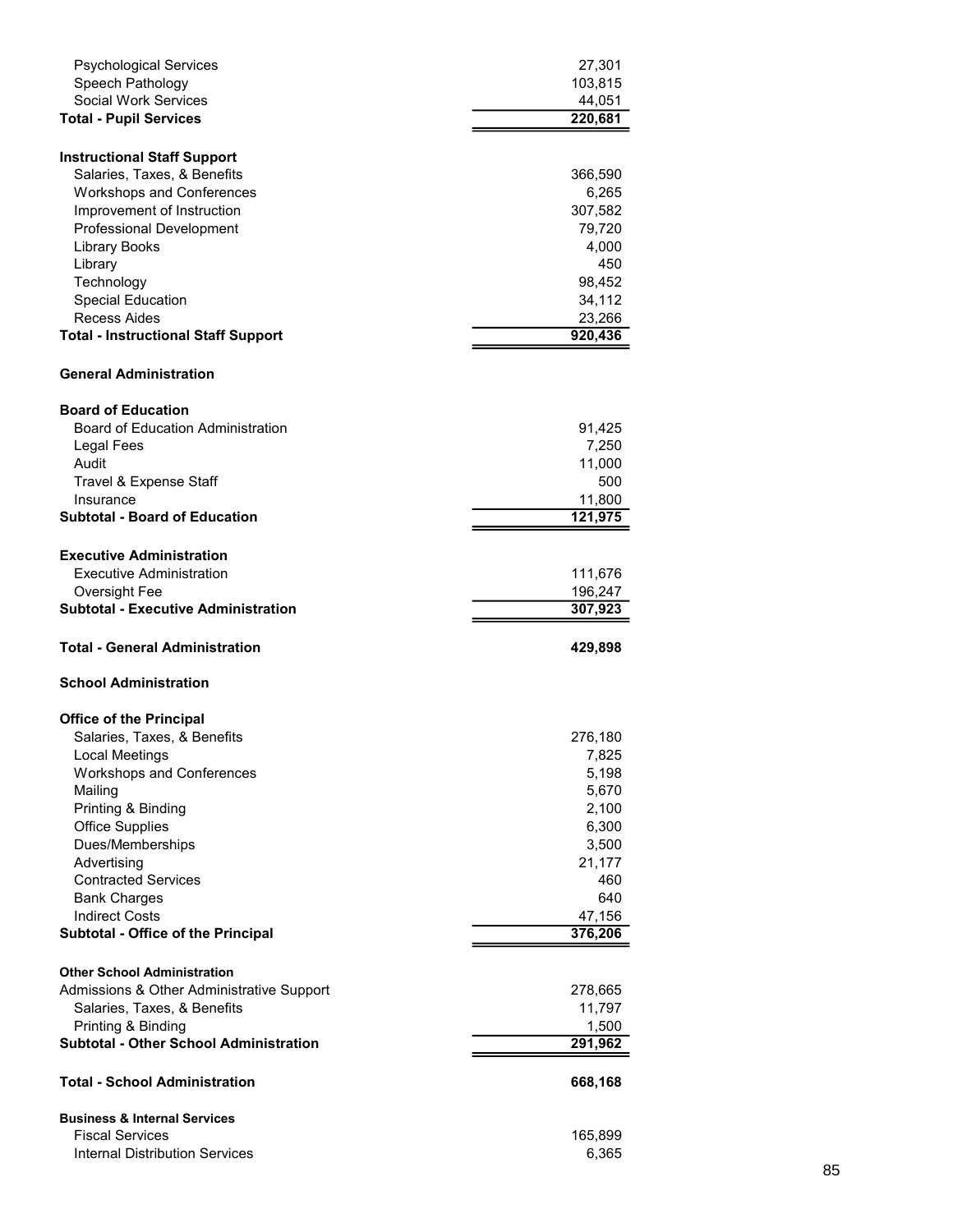| | |
|---|---|
| Psychological Services | 27,301 |
| Speech Pathology | 103,815 |
| Social Work Services | 44,051 |
| **Total - Pupil Services** | **220,681** |
| | |
| **Instructional Staff Support** | |
| Salaries, Taxes, & Benefits | 366,590 |
| Workshops and Conferences | 6,265 |
| Improvement of Instruction | 307,582 |
| Professional Development | 79,720 |
| Library Books | 4,000 |
| Library | 450 |
| Technology | 98,452 |
| Special Education | 34,112 |
| Recess Aides | 23,266 |
| **Total - Instructional Staff Support** | **920,436** |
| | |
| **General Administration** | |
| | |
| **Board of Education** | |
| Board of Education Administration | 91,425 |
| Legal Fees | 7,250 |
| Audit | 11,000 |
| Travel & Expense Staff | 500 |
| Insurance | 11,800 |
| **Subtotal - Board of Education** | **121,975** |
| | |
| **Executive Administration** | |
| Executive Administration | 111,676 |
| Oversight Fee | 196,247 |
| **Subtotal - Executive Administration** | **307,923** |
| | |
| **Total - General Administration** | **429,898** |
| | |
| **School Administration** | |
| | |
| **Office of the Principal** | |
| Salaries, Taxes, & Benefits | 276,180 |
| Local Meetings | 7,825 |
| Workshops and Conferences | 5,198 |
| Mailing | 5,670 |
| Printing & Binding | 2,100 |
| Office Supplies | 6,300 |
| Dues/Memberships | 3,500 |
| Advertising | 21,177 |
| Contracted Services | 460 |
| Bank Charges | 640 |
| Indirect Costs | 47,156 |
| **Subtotal - Office of the Principal** | **376,206** |
| | |
| **Other School Administration** | |
| Admissions & Other Administrative Support | 278,665 |
| Salaries, Taxes, & Benefits | 11,797 |
| Printing & Binding | 1,500 |
| **Subtotal - Other School Administration** | **291,962** |
| | |
| **Total - School Administration** | **668,168** |
| | |
| **Business & Internal Services** | |
| Fiscal Services | 165,899 |
| Internal Distribution Services | 6,365 |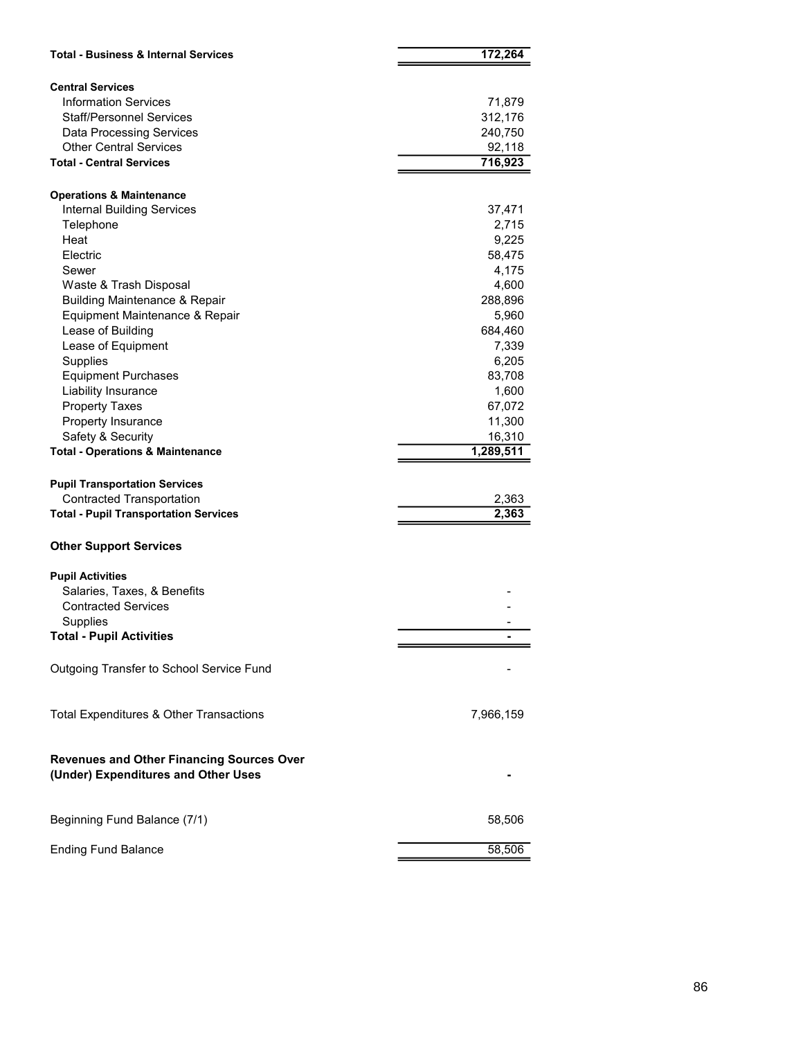| | |
|---|---|
| **Total - Business & Internal Services** | **172,264** |
| | |
| **Central Services** | |
| Information Services | 71,879 |
| Staff/Personnel Services | 312,176 |
| Data Processing Services | 240,750 |
| Other Central Services | 92,118 |
| **Total - Central Services** | **716,923** |
| | |
| **Operations & Maintenance** | |
| Internal Building Services | 37,471 |
| Telephone | 2,715 |
| Heat | 9,225 |
| Electric | 58,475 |
| Sewer | 4,175 |
| Waste & Trash Disposal | 4,600 |
| Building Maintenance & Repair | 288,896 |
| Equipment Maintenance & Repair | 5,960 |
| Lease of Building | 684,460 |
| Lease of Equipment | 7,339 |
| Supplies | 6,205 |
| Equipment Purchases | 83,708 |
| Liability Insurance | 1,600 |
| Property Taxes | 67,072 |
| Property Insurance | 11,300 |
| Safety & Security | 16,310 |
| **Total - Operations & Maintenance** | **1,289,511** |
| | |
| **Pupil Transportation Services** | |
| Contracted Transportation | 2,363 |
| **Total - Pupil Transportation Services** | **2,363** |
| | |
| **Other Support Services** | |
| | |
| **Pupil Activities** | |
| Salaries, Taxes, & Benefits | - |
| Contracted Services | - |
| Supplies | - |
| **Total - Pupil Activities** | **-** |
| | |
| Outgoing Transfer to School Service Fund | - |
| | |
| Total Expenditures & Other Transactions | 7,966,159 |
| | |
| **Revenues and Other Financing Sources Over (Under) Expenditures and Other Uses** | **-** |
| | |
| Beginning Fund Balance (7/1) | 58,506 |
| | |
| Ending Fund Balance | 58,506 |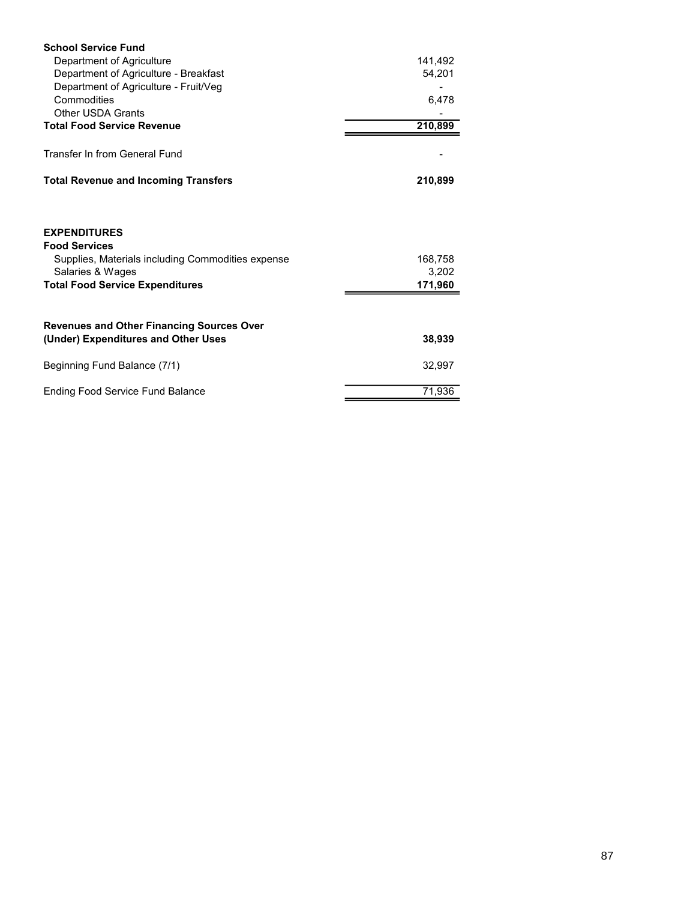| | |
|---|---|
| **School Service Fund** | |
| Department of Agriculture | 141,492 |
| Department of Agriculture - Breakfast | 54,201 |
| Department of Agriculture - Fruit/Veg | - |
| Commodities | 6,478 |
| Other USDA Grants | - |
| **Total Food Service Revenue** | **210,899** |
| | |
| Transfer In from General Fund | - |
| | |
| **Total Revenue and Incoming Transfers** | **210,899** |
| | |
| **EXPENDITURES** | |
| **Food Services** | |
| Supplies, Materials including Commodities expense | 168,758 |
| Salaries & Wages | 3,202 |
| **Total Food Service Expenditures** | **171,960** |
| | |
| **Revenues and Other Financing Sources Over (Under) Expenditures and Other Uses** | **38,939** |
| | |
| Beginning Fund Balance (7/1) | 32,997 |
| | |
| Ending Food Service Fund Balance | 71,936 |